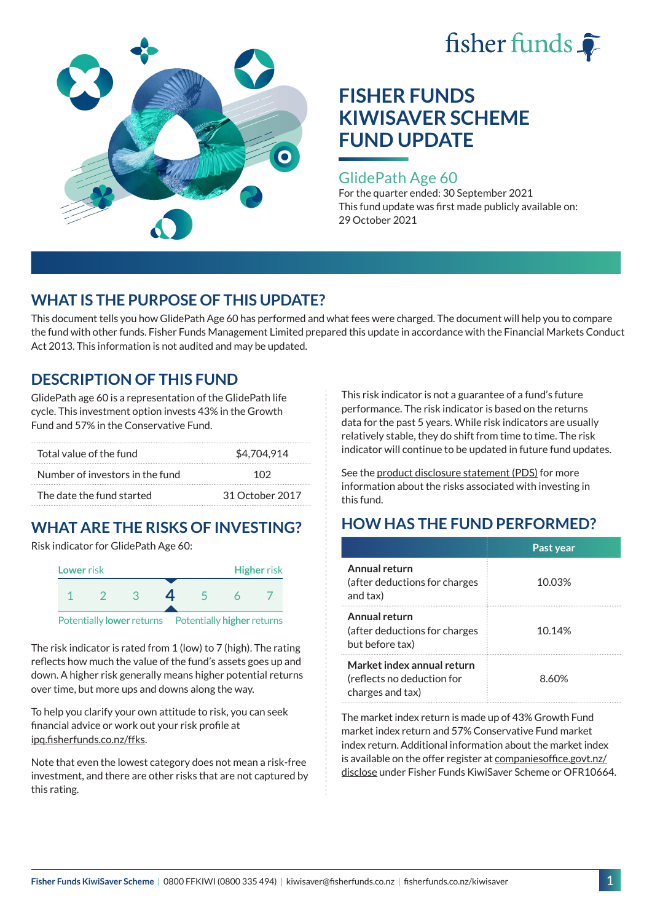# FISHER FUNDS KIWISAVER SCHEME FUND UPDATE

## GlidePath Age 60

For the quarter ended: 30 September 2021

This fund update was first made publicly available on: 29 October 2021

## WHAT IS THE PURPOSE OF THIS UPDATE?

This document tells you how GlidePath Age 60 has performed and what fees were charged. The document will help you to compare the fund with other funds. Fisher Funds Management Limited prepared this update in accordance with the Financial Markets Conduct Act 2013. This information is not audited and may be updated.

## DESCRIPTION OF THIS FUND

GlidePath age 60 is a representation of the GlidePath life cycle. This investment option invests 43% in the Growth Fund and 57% in the Conservative Fund.

| | |
|---|---|
| Total value of the fund | $4,704,914 |
| Number of investors in the fund | 102 |
| The date the fund started | 31 October 2017 |

## WHAT ARE THE RISKS OF INVESTING?

Risk indicator for GlidePath Age 60:

| Lower risk | | | | | | Higher risk |
|---|---|---|---|---|---|---|
| 1 | 2 | 3 | **4** | 5 | 6 | 7 |

Potentially **lower** returns — Potentially **higher** returns

The risk indicator is rated from 1 (low) to 7 (high). The rating reflects how much the value of the fund's assets goes up and down. A higher risk generally means higher potential returns over time, but more ups and downs along the way.

To help you clarify your own attitude to risk, you can seek financial advice or work out your risk profile at ipq.fisherfunds.co.nz/ffks.

Note that even the lowest category does not mean a risk-free investment, and there are other risks that are not captured by this rating.

This risk indicator is not a guarantee of a fund's future performance. The risk indicator is based on the returns data for the past 5 years. While risk indicators are usually relatively stable, they do shift from time to time. The risk indicator will continue to be updated in future fund updates.

See the product disclosure statement (PDS) for more information about the risks associated with investing in this fund.

## HOW HAS THE FUND PERFORMED?

| | Past year |
|---|---|
| **Annual return** (after deductions for charges and tax) | 10.03% |
| **Annual return** (after deductions for charges but before tax) | 10.14% |
| **Market index annual return** (reflects no deduction for charges and tax) | 8.60% |

The market index return is made up of 43% Growth Fund market index return and 57% Conservative Fund market index return. Additional information about the market index is available on the offer register at companiesoffice.govt.nz/disclose under Fisher Funds KiwiSaver Scheme or OFR10664.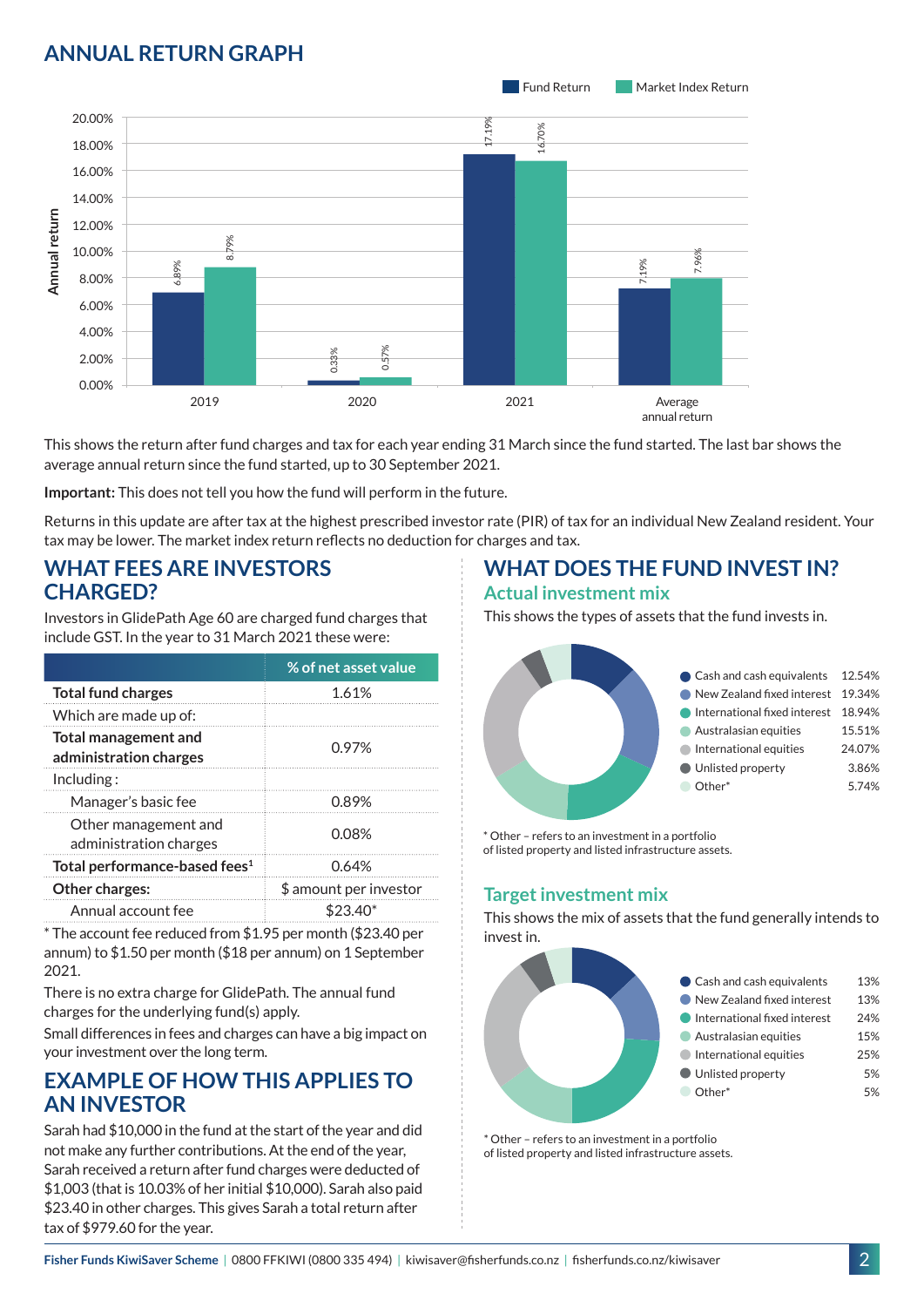## ANNUAL RETURN GRAPH

| | Fund Return | Market Index Return |
|---|---|---|
| 2019 | 6.89% | 8.79% |
| 2020 | 0.33% | 0.57% |
| 2021 | 17.19% | 16.70% |
| Average annual return | 7.19% | 7.96% |

This shows the return after fund charges and tax for each year ending 31 March since the fund started. The last bar shows the average annual return since the fund started, up to 30 September 2021.

**Important:** This does not tell you how the fund will perform in the future.

Returns in this update are after tax at the highest prescribed investor rate (PIR) of tax for an individual New Zealand resident. Your tax may be lower. The market index return reflects no deduction for charges and tax.

## WHAT FEES ARE INVESTORS CHARGED?

Investors in GlidePath Age 60 are charged fund charges that include GST. In the year to 31 March 2021 these were:

| | % of net asset value |
|---|---|
| **Total fund charges** | 1.61% |
| Which are made up of: | |
| **Total management and administration charges** | 0.97% |
| Including : | |
| Manager's basic fee | 0.89% |
| Other management and administration charges | 0.08% |
| **Total performance-based fees**[1] | 0.64% |
| **Other charges:** | $ amount per investor |
| Annual account fee | $23.40* |

* The account fee reduced from $1.95 per month ($23.40 per annum) to $1.50 per month ($18 per annum) on 1 September 2021.

There is no extra charge for GlidePath. The annual fund charges for the underlying fund(s) apply.

Small differences in fees and charges can have a big impact on your investment over the long term.

## EXAMPLE OF HOW THIS APPLIES TO AN INVESTOR

Sarah had $10,000 in the fund at the start of the year and did not make any further contributions. At the end of the year, Sarah received a return after fund charges were deducted of $1,003 (that is 10.03% of her initial $10,000). Sarah also paid $23.40 in other charges. This gives Sarah a total return after tax of $979.60 for the year.

## WHAT DOES THE FUND INVEST IN?

### Actual investment mix

This shows the types of assets that the fund invests in.

| Asset type | % |
|---|---|
| Cash and cash equivalents | 12.54% |
| New Zealand fixed interest | 19.34% |
| International fixed interest | 18.94% |
| Australasian equities | 15.51% |
| International equities | 24.07% |
| Unlisted property | 3.86% |
| Other* | 5.74% |

* Other – refers to an investment in a portfolio of listed property and listed infrastructure assets.

### Target investment mix

This shows the mix of assets that the fund generally intends to invest in.

| Asset type | % |
|---|---|
| Cash and cash equivalents | 13% |
| New Zealand fixed interest | 13% |
| International fixed interest | 24% |
| Australasian equities | 15% |
| International equities | 25% |
| Unlisted property | 5% |
| Other* | 5% |

* Other – refers to an investment in a portfolio of listed property and listed infrastructure assets.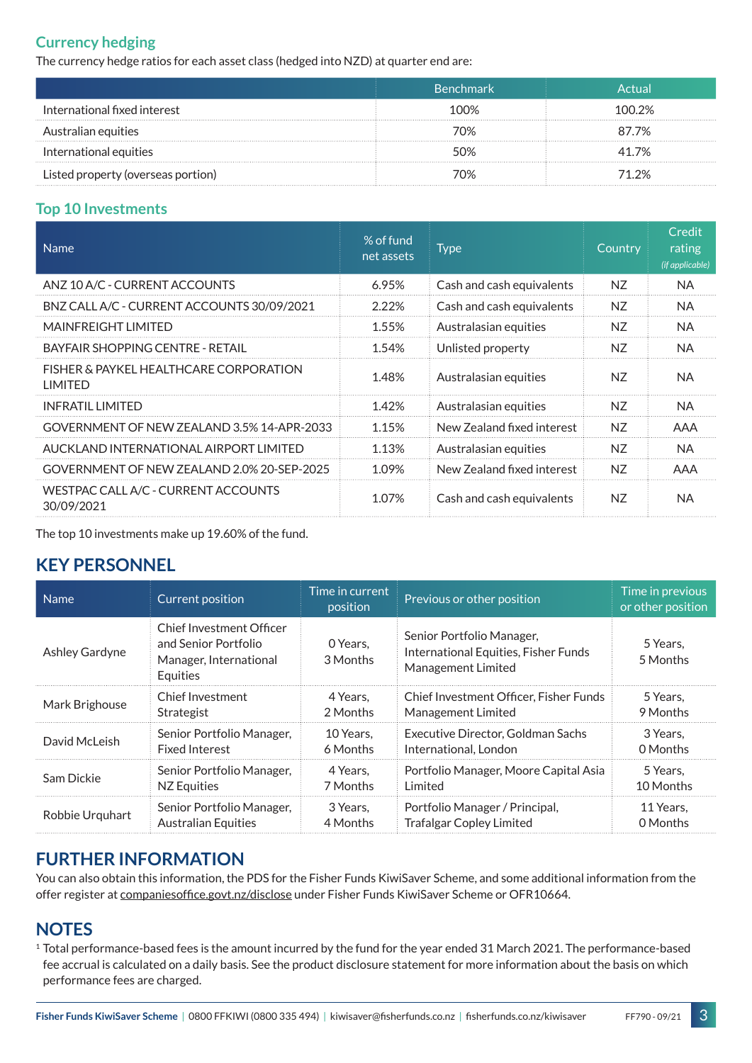## Currency hedging

The currency hedge ratios for each asset class (hedged into NZD) at quarter end are:

| | Benchmark | Actual |
|---|---|---|
| International fixed interest | 100% | 100.2% |
| Australian equities | 70% | 87.7% |
| International equities | 50% | 41.7% |
| Listed property (overseas portion) | 70% | 71.2% |

## Top 10 Investments

| Name | % of fund net assets | Type | Country | Credit rating *(if applicable)* |
|---|---|---|---|---|
| ANZ 10 A/C - CURRENT ACCOUNTS | 6.95% | Cash and cash equivalents | NZ | NA |
| BNZ CALL A/C - CURRENT ACCOUNTS 30/09/2021 | 2.22% | Cash and cash equivalents | NZ | NA |
| MAINFREIGHT LIMITED | 1.55% | Australasian equities | NZ | NA |
| BAYFAIR SHOPPING CENTRE - RETAIL | 1.54% | Unlisted property | NZ | NA |
| FISHER & PAYKEL HEALTHCARE CORPORATION LIMITED | 1.48% | Australasian equities | NZ | NA |
| INFRATIL LIMITED | 1.42% | Australasian equities | NZ | NA |
| GOVERNMENT OF NEW ZEALAND 3.5% 14-APR-2033 | 1.15% | New Zealand fixed interest | NZ | AAA |
| AUCKLAND INTERNATIONAL AIRPORT LIMITED | 1.13% | Australasian equities | NZ | NA |
| GOVERNMENT OF NEW ZEALAND 2.0% 20-SEP-2025 | 1.09% | New Zealand fixed interest | NZ | AAA |
| WESTPAC CALL A/C - CURRENT ACCOUNTS 30/09/2021 | 1.07% | Cash and cash equivalents | NZ | NA |

The top 10 investments make up 19.60% of the fund.

# KEY PERSONNEL

| Name | Current position | Time in current position | Previous or other position | Time in previous or other position |
|---|---|---|---|---|
| Ashley Gardyne | Chief Investment Officer and Senior Portfolio Manager, International Equities | 0 Years, 3 Months | Senior Portfolio Manager, International Equities, Fisher Funds Management Limited | 5 Years, 5 Months |
| Mark Brighouse | Chief Investment Strategist | 4 Years, 2 Months | Chief Investment Officer, Fisher Funds Management Limited | 5 Years, 9 Months |
| David McLeish | Senior Portfolio Manager, Fixed Interest | 10 Years, 6 Months | Executive Director, Goldman Sachs International, London | 3 Years, 0 Months |
| Sam Dickie | Senior Portfolio Manager, NZ Equities | 4 Years, 7 Months | Portfolio Manager, Moore Capital Asia Limited | 5 Years, 10 Months |
| Robbie Urquhart | Senior Portfolio Manager, Australian Equities | 3 Years, 4 Months | Portfolio Manager / Principal, Trafalgar Copley Limited | 11 Years, 0 Months |

# FURTHER INFORMATION

You can also obtain this information, the PDS for the Fisher Funds KiwiSaver Scheme, and some additional information from the offer register at companiesoffice.govt.nz/disclose under Fisher Funds KiwiSaver Scheme or OFR10664.

# NOTES

[1] Total performance-based fees is the amount incurred by the fund for the year ended 31 March 2021. The performance-based fee accrual is calculated on a daily basis. See the product disclosure statement for more information about the basis on which performance fees are charged.

**Fisher Funds KiwiSaver Scheme** | 0800 FFKIWI (0800 335 494) | kiwisaver@fisherfunds.co.nz | fisherfunds.co.nz/kiwisaver FF790 - 09/21